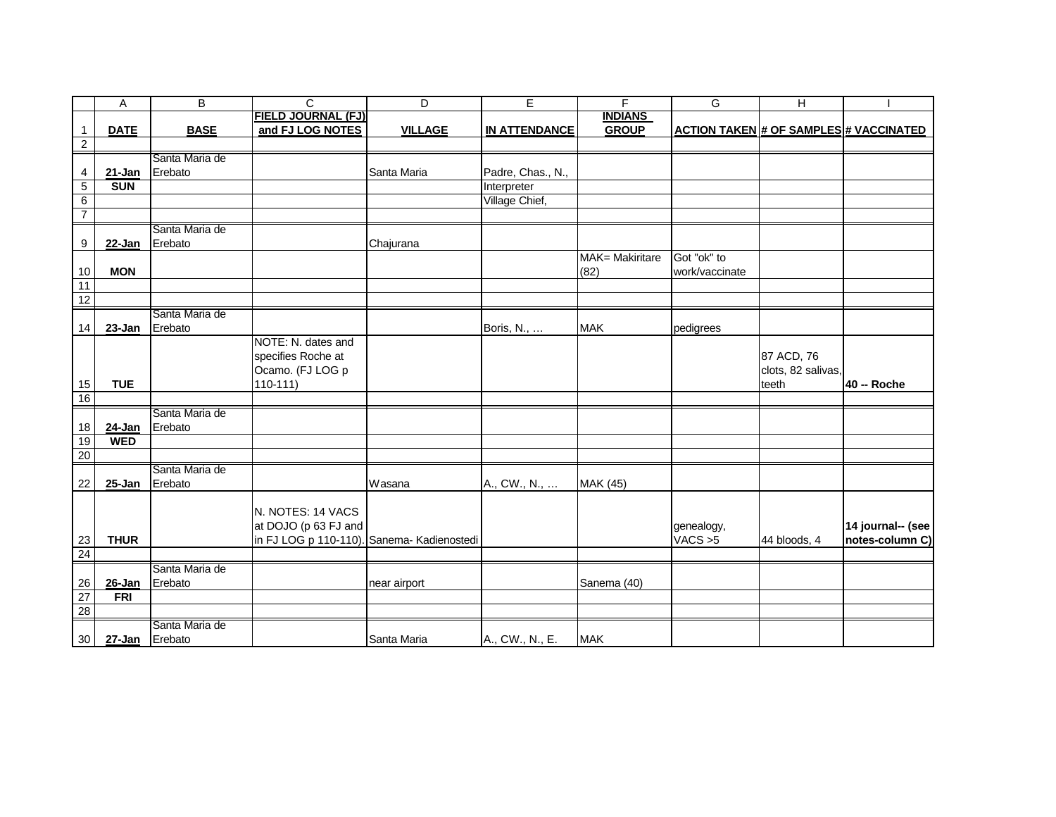| | A | B | C | D | E | F | G | H | I |
|---|---|---|---|---|---|---|---|---|---|
| 1 | **DATE** | **BASE** | **FIELD JOURNAL (FJ) and FJ LOG NOTES** | **VILLAGE** | **IN ATTENDANCE** | **INDIANS GROUP** | **ACTION TAKEN** | **# OF SAMPLES** | **# VACCINATED** |
| 2 | | | | | | | | | |
| 4 | **21-Jan** | Santa Maria de Erebato | | Santa Maria | Padre, Chas., N., | | | | |
| 5 | **SUN** | | | | Interpreter | | | | |
| 6 | | | | | Village Chief, | | | | |
| 7 | | | | | | | | | |
| 9 | **22-Jan** | Santa Maria de Erebato | | Chajurana | | | | | |
| 10 | **MON** | | | | | MAK= Makiritare (82) | Got "ok" to work/vaccinate | | |
| 11 | | | | | | | | | |
| 12 | | | | | | | | | |
| 14 | **23-Jan** | Santa Maria de Erebato | | | Boris, N., … | MAK | pedigrees | | |
| 15 | **TUE** | | NOTE: N. dates and specifies Roche at Ocamo. (FJ LOG p 110-111) | | | | | 87 ACD, 76 clots, 82 salivas, teeth | **40 -- Roche** |
| 16 | | | | | | | | | |
| 18 | **24-Jan** | Santa Maria de Erebato | | | | | | | |
| 19 | **WED** | | | | | | | | |
| 20 | | | | | | | | | |
| 22 | **25-Jan** | Santa Maria de Erebato | | Wasana | A., CW., N., … | MAK (45) | | | |
| 23 | **THUR** | | N. NOTES: 14 VACS at DOJO (p 63 FJ and in FJ LOG p 110-110). | Sanema- Kadienostedi | | | genealogy, VACS >5 | 44 bloods, 4 | **14 journal-- (see notes-column C)** |
| 24 | | | | | | | | | |
| 26 | **26-Jan** | Santa Maria de Erebato | | near airport | | Sanema (40) | | | |
| 27 | **FRI** | | | | | | | | |
| 28 | | | | | | | | | |
| 30 | **27-Jan** | Santa Maria de Erebato | | Santa Maria | A., CW., N., E. | MAK | | | |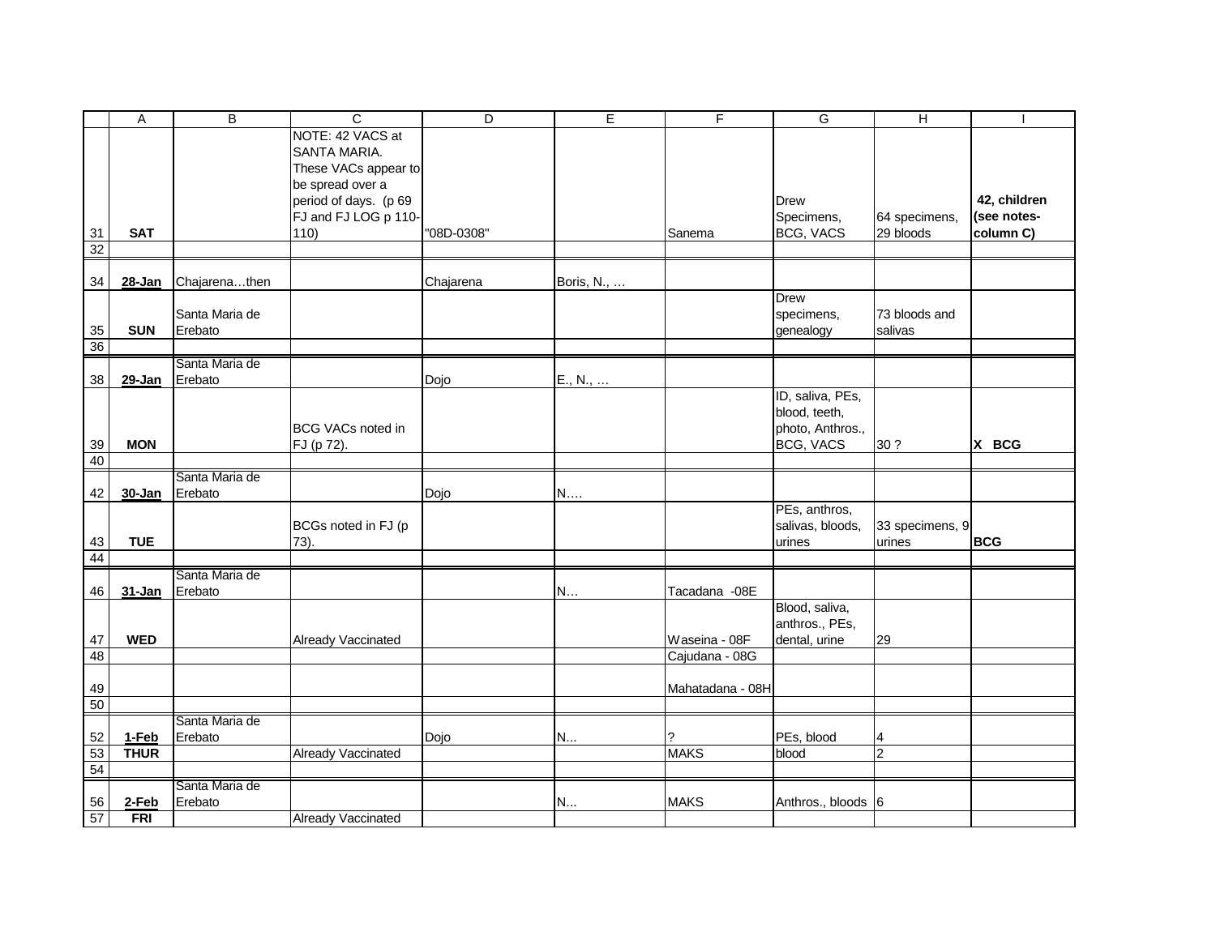| | A | B | C | D | E | F | G | H | I |
|---|---|---|---|---|---|---|---|---|---|
| 31 | **SAT** | | NOTE: 42 VACS at SANTA MARIA. These VACs appear to be spread over a period of days. (p 69 FJ and FJ LOG p 110-110) | "08D-0308" | | Sanema | Drew Specimens, BCG, VACS | 64 specimens, 29 bloods | **42, children (see notes-column C)** |
| 32 | | | | | | | | | |
| 34 | **28-Jan** | Chajarena…then | | Chajarena | Boris, N., … | | | | |
| 35 | **SUN** | Santa Maria de Erebato | | | | | Drew specimens, genealogy | 73 bloods and salivas | |
| 36 | | | | | | | | | |
| 38 | **29-Jan** | Santa Maria de Erebato | | Dojo | E., N., … | | | | |
| 39 | **MON** | | BCG VACs noted in FJ (p 72). | | | | ID, saliva, PEs, blood, teeth, photo, Anthros., BCG, VACS | 30 ? | **X BCG** |
| 40 | | | | | | | | | |
| 42 | **30-Jan** | Santa Maria de Erebato | | Dojo | N…. | | | | |
| 43 | **TUE** | | BCGs noted in FJ (p 73). | | | | PEs, anthros, salivas, bloods, urines | 33 specimens, 9 urines | **BCG** |
| 44 | | | | | | | | | |
| 46 | **31-Jan** | Santa Maria de Erebato | | | N… | Tacadana -08E | | | |
| 47 | **WED** | | Already Vaccinated | | | Waseina - 08F | Blood, saliva, anthros., PEs, dental, urine | 29 | |
| 48 | | | | | | Cajudana - 08G | | | |
| 49 | | | | | | Mahatadana - 08H | | | |
| 50 | | | | | | | | | |
| 52 | **1-Feb** | Santa Maria de Erebato | | Dojo | N... | ? | PEs, blood | 4 | |
| 53 | **THUR** | | Already Vaccinated | | | MAKS | blood | 2 | |
| 54 | | | | | | | | | |
| 56 | **2-Feb** | Santa Maria de Erebato | | | N... | MAKS | Anthros., bloods | 6 | |
| 57 | **FRI** | | Already Vaccinated | | | | | | |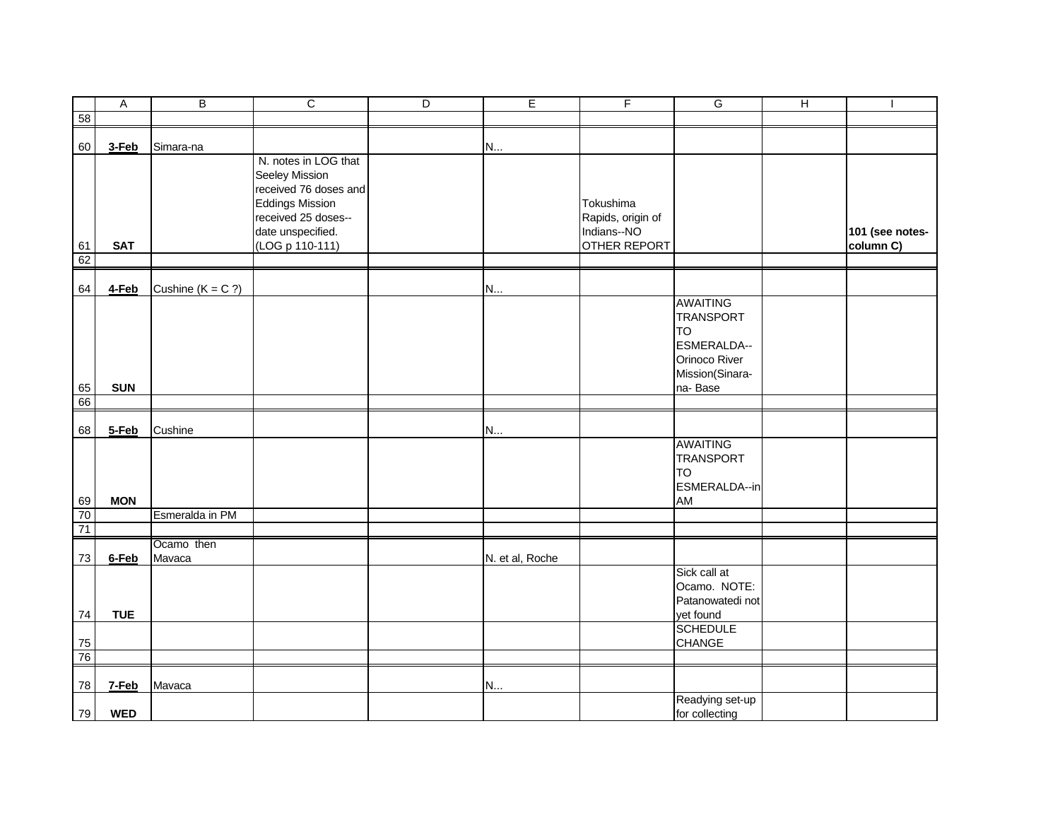| | A | B | C | D | E | F | G | H | I |
|---|---|---|---|---|---|---|---|---|---|
| 58 | | | | | | | | | |
| 60 | **3-Feb** | Simara-na | | | N... | | | | |
| 61 | **SAT** | | N. notes in LOG that Seeley Mission received 76 doses and Eddings Mission received 25 doses--date unspecified. (LOG p 110-111) | | | Tokushima Rapids, origin of Indians--NO OTHER REPORT | | | **101 (see notes-column C)** |
| 62 | | | | | | | | | |
| 64 | **4-Feb** | Cushine (K = C ?) | | | N... | | | | |
| 65 | **SUN** | | | | | | AWAITING TRANSPORT TO ESMERALDA--Orinoco River Mission(Sinara-na- Base | | |
| 66 | | | | | | | | | |
| 68 | **5-Feb** | Cushine | | | N... | | | | |
| 69 | **MON** | | | | | | AWAITING TRANSPORT TO ESMERALDA--in AM | | |
| 70 | | Esmeralda in PM | | | | | | | |
| 71 | | | | | | | | | |
| 73 | **6-Feb** | Ocamo then Mavaca | | | N. et al, Roche | | | | |
| 74 | **TUE** | | | | | | Sick call at Ocamo. NOTE: Patanowatedi not yet found | | |
| 75 | | | | | | | SCHEDULE CHANGE | | |
| 76 | | | | | | | | | |
| 78 | **7-Feb** | Mavaca | | | N... | | | | |
| 79 | **WED** | | | | | | Readying set-up for collecting | | |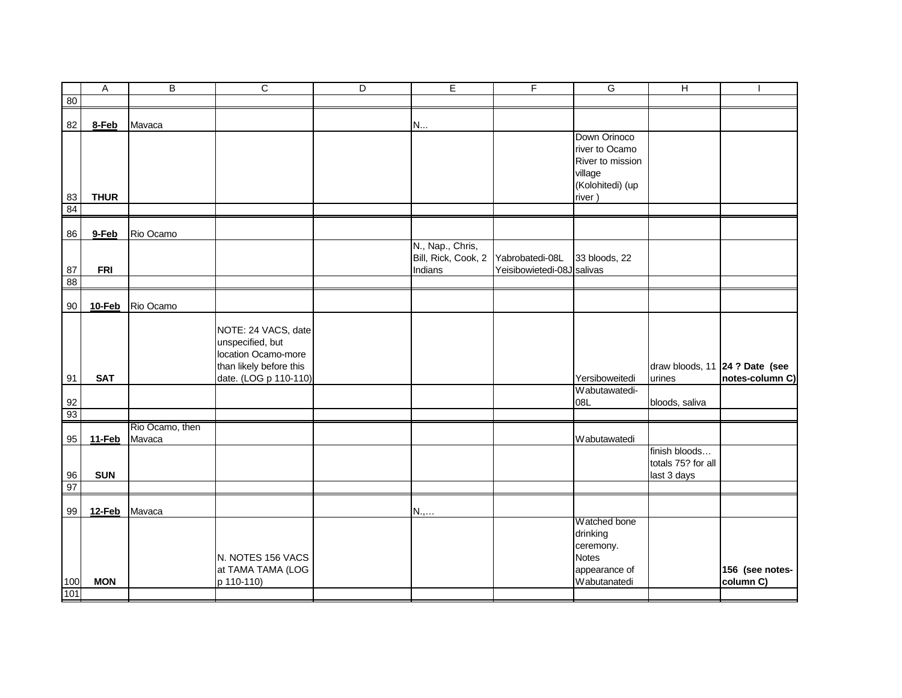| | A | B | C | D | E | F | G | H | I |
|---|---|---|---|---|---|---|---|---|---|
| 80 | | | | | | | | | |
| 82 | **8-Feb** | Mavaca | | | N... | | | | |
| 83 | **THUR** | | | | | | Down Orinoco river to Ocamo River to mission village (Kolohitedi) (up river ) | | |
| 84 | | | | | | | | | |
| 86 | **9-Feb** | Rio Ocamo | | | | | | | |
| 87 | **FRI** | | | | N., Nap., Chris, Bill, Rick, Cook, 2 Indians | Yabrobatedi-08L Yeisibowietedi-08J | 33 bloods, 22 salivas | | |
| 88 | | | | | | | | | |
| 90 | **10-Feb** | Rio Ocamo | | | | | | | |
| 91 | **SAT** | | NOTE: 24 VACS, date unspecified, but location Ocamo-more than likely before this date. (LOG p 110-110) | | | | Yersiboweitedi | draw bloods, 11 urines | **24 ? Date (see notes-column C)** |
| 92 | | | | | | | Wabutawatedi-08L | bloods, saliva | |
| 93 | | | | | | | | | |
| 95 | **11-Feb** | Rio Ocamo, then Mavaca | | | | | Wabutawatedi | | |
| 96 | **SUN** | | | | | | | finish bloods… totals 75? for all last 3 days | |
| 97 | | | | | | | | | |
| 99 | **12-Feb** | Mavaca | | | N.,… | | | | |
| 100 | **MON** | | N. NOTES 156 VACS at TAMA TAMA (LOG p 110-110) | | | | Watched bone drinking ceremony. Notes appearance of Wabutanatedi | | **156 (see notes-column C)** |
| 101 | | | | | | | | | |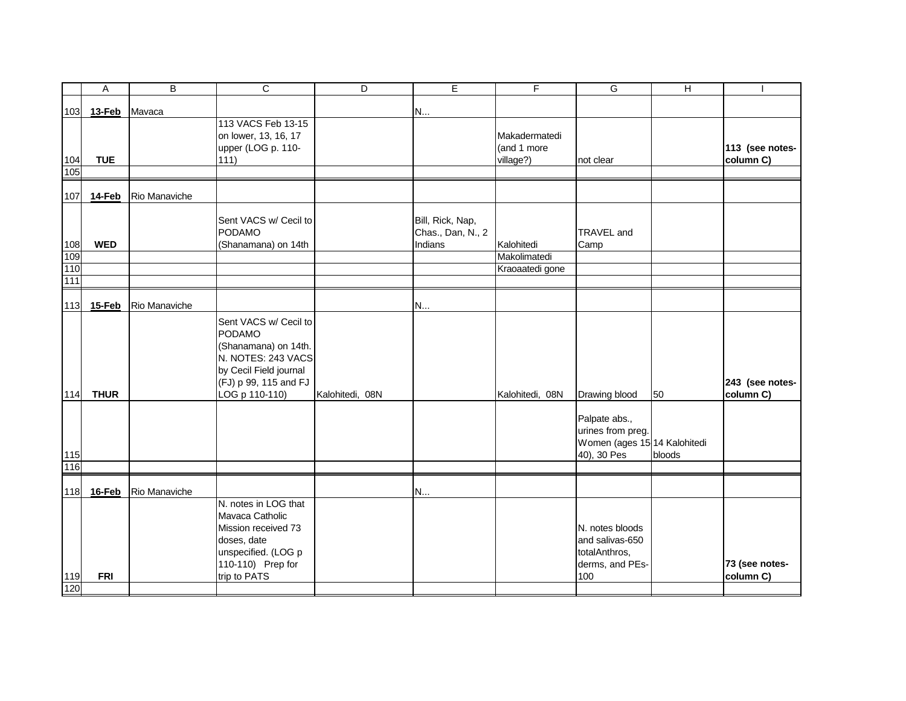| | A | B | C | D | E | F | G | H | I |
|---|---|---|---|---|---|---|---|---|---|
| 103 | **13-Feb** | Mavaca | | | N... | | | | |
| 104 | **TUE** | | 113 VACS Feb 13-15 on lower, 13, 16, 17 upper (LOG p. 110-111) | | | Makadermatedi (and 1 more village?) | not clear | | **113 (see notes-column C)** |
| 105 | | | | | | | | | |
| 107 | **14-Feb** | Rio Manaviche | | | | | | | |
| 108 | **WED** | | Sent VACS w/ Cecil to PODAMO (Shanamana) on 14th | | Bill, Rick, Nap, Chas., Dan, N., 2 Indians | Kalohitedi | TRAVEL and Camp | | |
| 109 | | | | | | Makolimatedi | | | |
| 110 | | | | | | Kraoaatedi gone | | | |
| 111 | | | | | | | | | |
| 113 | **15-Feb** | Rio Manaviche | | | N... | | | | |
| 114 | **THUR** | | Sent VACS w/ Cecil to PODAMO (Shanamana) on 14th. N. NOTES: 243 VACS by Cecil Field journal (FJ) p 99, 115 and FJ LOG p 110-110) | Kalohitedi, 08N | | Kalohitedi, 08N | Drawing blood | 50 | **243 (see notes-column C)** |
| 115 | | | | | | | Palpate abs., urines from preg. Women (ages 15-40), 30 Pes | 14 Kalohitedi bloods | |
| 116 | | | | | | | | | |
| 118 | **16-Feb** | Rio Manaviche | | | N... | | | | |
| 119 | **FRI** | | N. notes in LOG that Mavaca Catholic Mission received 73 doses, date unspecified. (LOG p 110-110) Prep for trip to PATS | | | | N. notes bloods and salivas-650 totalAnthros, derms, and PEs-100 | | **73 (see notes-column C)** |
| 120 | | | | | | | | | |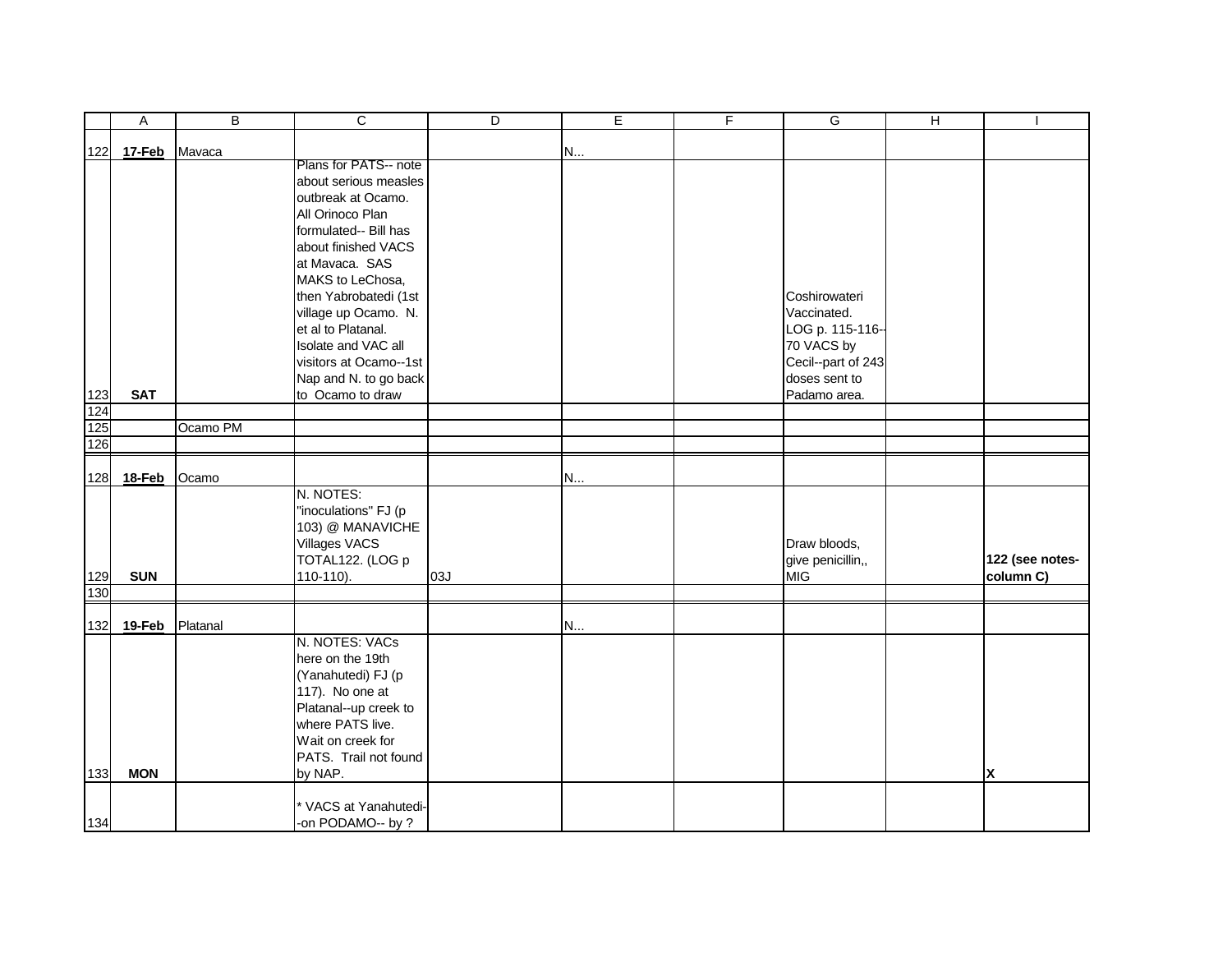| | A | B | C | D | E | F | G | H | I |
|---|---|---|---|---|---|---|---|---|---|
| 122 | **17-Feb** | Mavaca | | | N... | | | | |
| 123 | **SAT** | | Plans for PATS-- note about serious measles outbreak at Ocamo. All Orinoco Plan formulated-- Bill has about finished VACS at Mavaca. SAS MAKS to LeChosa, then Yabrobatedi (1st village up Ocamo. N. et al to Platanal. Isolate and VAC all visitors at Ocamo--1st Nap and N. to go back to Ocamo to draw | | | | Coshirowateri Vaccinated. LOG p. 115-116-- 70 VACS by Cecil--part of 243 doses sent to Padamo area. | | |
| 124 | | | | | | | | | |
| 125 | | Ocamo PM | | | | | | | |
| 126 | | | | | | | | | |
| 128 | **18-Feb** | Ocamo | | | N... | | | | |
| 129 | **SUN** | | N. NOTES: "inoculations" FJ (p 103) @ MANAVICHE Villages VACS TOTAL122. (LOG p 110-110). | 03J | | | Draw bloods, give penicillin,, MIG | | **122 (see notes-column C)** |
| 130 | | | | | | | | | |
| 132 | **19-Feb** | Platanal | | | N... | | | | |
| 133 | **MON** | | N. NOTES: VACs here on the 19th (Yanahutedi) FJ (p 117). No one at Platanal--up creek to where PATS live. Wait on creek for PATS. Trail not found by NAP. | | | | | | **X** |
| 134 | | | * VACS at Yanahutedi--on PODAMO-- by ? | | | | | | |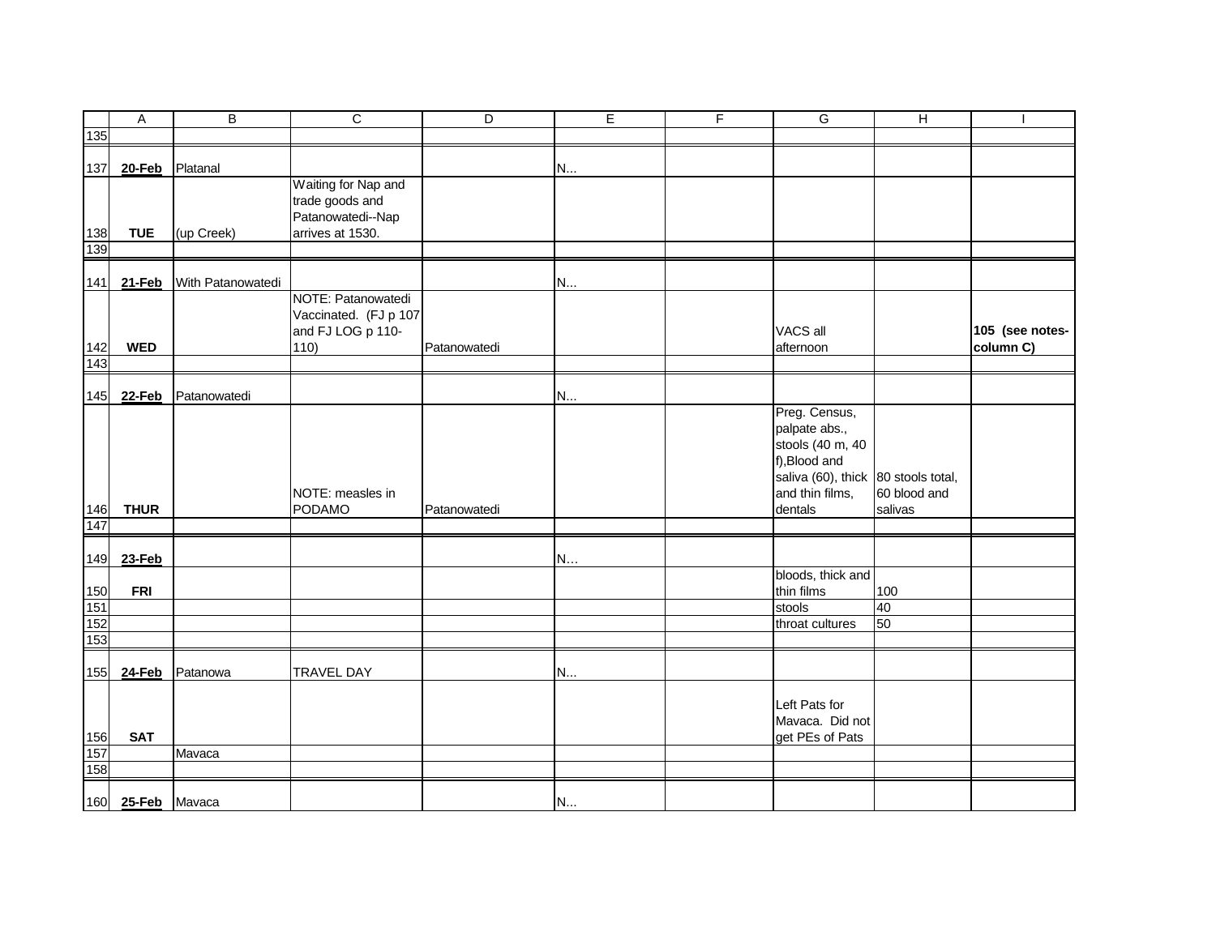| | A | B | C | D | E | F | G | H | I |
|---|---|---|---|---|---|---|---|---|---|
| 135 | | | | | | | | | |
| 137 | **20-Feb** | Platanal | | | N... | | | | |
| 138 | **TUE** | (up Creek) | Waiting for Nap and trade goods and Patanowatedi--Nap arrives at 1530. | | | | | | |
| 139 | | | | | | | | | |
| 141 | **21-Feb** | With Patanowatedi | | | N... | | | | |
| 142 | **WED** | | NOTE: Patanowatedi Vaccinated. (FJ p 107 and FJ LOG p 110-110) | Patanowatedi | | | VACS all afternoon | | **105 (see notes-column C)** |
| 143 | | | | | | | | | |
| 145 | **22-Feb** | Patanowatedi | | | N... | | | | |
| 146 | **THUR** | | NOTE: measles in PODAMO | Patanowatedi | | | Preg. Census, palpate abs., stools (40 m, 40 f),Blood and saliva (60), thick and thin films, dentals | 80 stools total, 60 blood and salivas | |
| 147 | | | | | | | | | |
| 149 | **23-Feb** | | | | N... | | | | |
| 150 | **FRI** | | | | | | bloods, thick and thin films | 100 | |
| 151 | | | | | | | stools | 40 | |
| 152 | | | | | | | throat cultures | 50 | |
| 153 | | | | | | | | | |
| 155 | **24-Feb** | Patanowa | TRAVEL DAY | | N... | | | | |
| 156 | **SAT** | | | | | | Left Pats for Mavaca. Did not get PEs of Pats | | |
| 157 | | Mavaca | | | | | | | |
| 158 | | | | | | | | | |
| 160 | **25-Feb** | Mavaca | | | N... | | | | |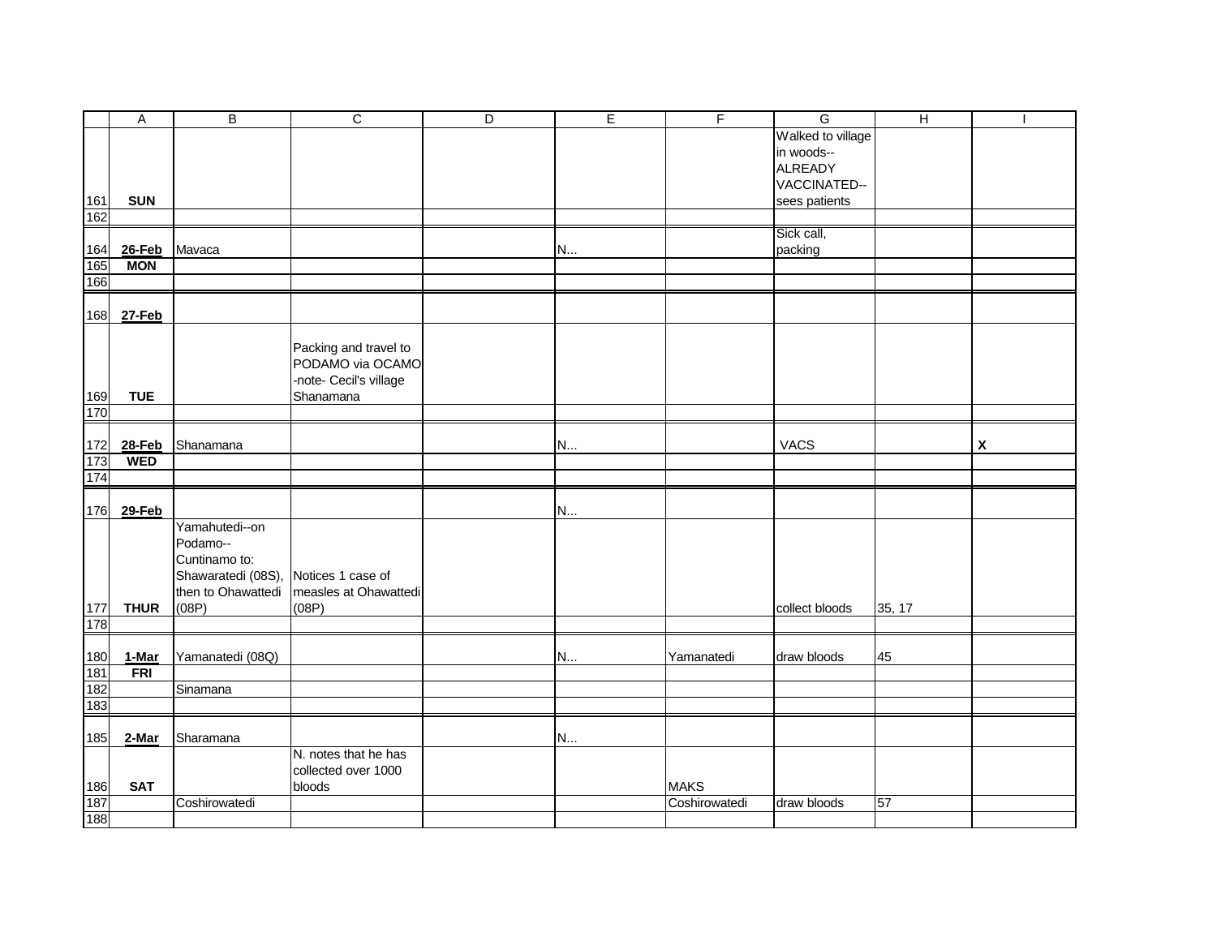| | A | B | C | D | E | F | G | H | I |
|---|---|---|---|---|---|---|---|---|---|
| 161 | **SUN** | | | | | | Walked to village in woods--ALREADY VACCINATED--sees patients | | |
| 162 | | | | | | | | | |
| 164 | **26-Feb** | Mavaca | | | N... | | Sick call, packing | | |
| 165 | **MON** | | | | | | | | |
| 166 | | | | | | | | | |
| 168 | **27-Feb** | | | | | | | | |
| 169 | **TUE** | | Packing and travel to PODAMO via OCAMO -note- Cecil's village Shanamana | | | | | | |
| 170 | | | | | | | | | |
| 172 | **28-Feb** | Shanamana | | | N... | | VACS | | **X** |
| 173 | **WED** | | | | | | | | |
| 174 | | | | | | | | | |
| 176 | **29-Feb** | | | | N... | | | | |
| 177 | **THUR** | Yamahutedi--on Podamo--Cuntinamo to: Shawaratedi (08S), then to Ohawattedi (08P) | Notices 1 case of measles at Ohawattedi (08P) | | | | collect bloods | 35, 17 | |
| 178 | | | | | | | | | |
| 180 | **1-Mar** | Yamanatedi (08Q) | | | N... | Yamanatedi | draw bloods | 45 | |
| 181 | **FRI** | | | | | | | | |
| 182 | | Sinamana | | | | | | | |
| 183 | | | | | | | | | |
| 185 | **2-Mar** | Sharamana | | | N... | | | | |
| 186 | **SAT** | | N. notes that he has collected over 1000 bloods | | | MAKS | | | |
| 187 | | Coshirowatedi | | | | Coshirowatedi | draw bloods | 57 | |
| 188 | | | | | | | | | |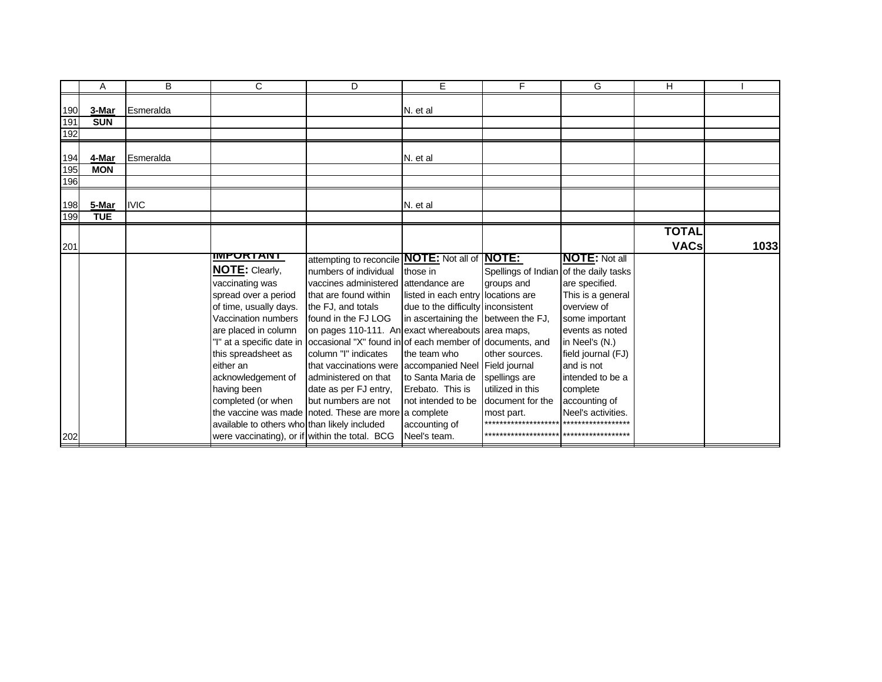| | A | B | C | D | E | F | G | H | I |
|---|---|---|---|---|---|---|---|---|---|
| 190 | **3-Mar** | Esmeralda | | | N. et al | | | | |
| 191 | **SUN** | | | | | | | | |
| 192 | | | | | | | | | |
| 194 | **4-Mar** | Esmeralda | | | N. et al | | | | |
| 195 | **MON** | | | | | | | | |
| 196 | | | | | | | | | |
| 198 | **5-Mar** | IVIC | | | N. et al | | | | |
| 199 | **TUE** | | | | | | | | |
| 201 | | | | | | | | **TOTAL VACs** | **1033** |
| 202 | | | **IMPORTANT NOTE:** Clearly, vaccinating was spread over a period of time, usually days. Vaccination numbers are placed in column "I" at a specific date in this spreadsheet as either an acknowledgement of having been completed (or when the vaccine was made available to others who were vaccinating), or if | attempting to reconcile numbers of individual vaccines administered that are found within the FJ, and totals found in the FJ LOG on pages 110-111. An occasional "X" found in column "I" indicates that vaccinations were administered on that date as per FJ entry, but numbers are not noted. These are more than likely included within the total. BCG | **NOTE:** Not all of those in attendance are listed in each entry due to the difficulty in ascertaining the exact whereabouts of each member of the team who accompanied Neel to Santa Maria de Erebato. This is not intended to be a complete accounting of Neel's team. | **NOTE:** Spellings of Indian groups and locations are inconsistent between the FJ, area maps, documents, and other sources. Field journal spellings are utilized in this document for the most part. ******************** ******************** | **NOTE:** Not all of the daily tasks are specified. This is a general overview of some important events as noted in Neel's (N.) field journal (FJ) and is not intended to be a complete accounting of Neel's activities. ****************** ****************** | | |